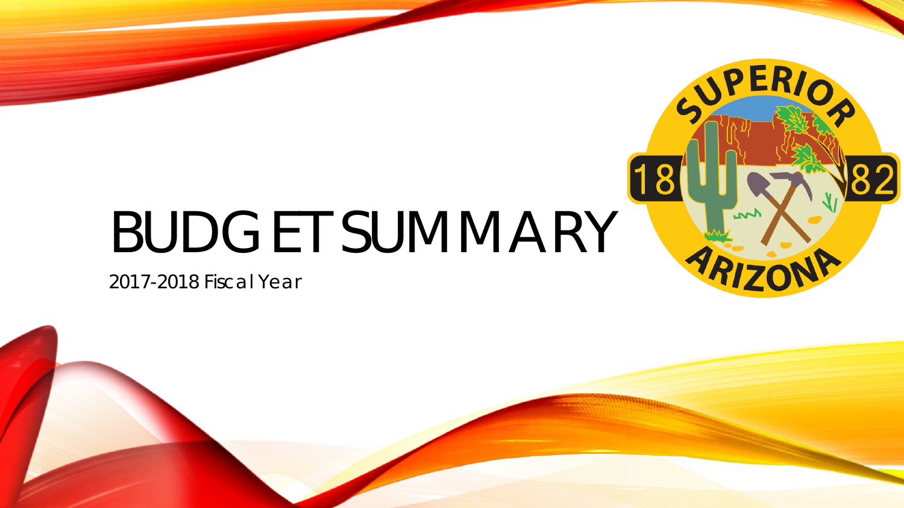# BUDGET SUMMARY

2017-2018 Fiscal Year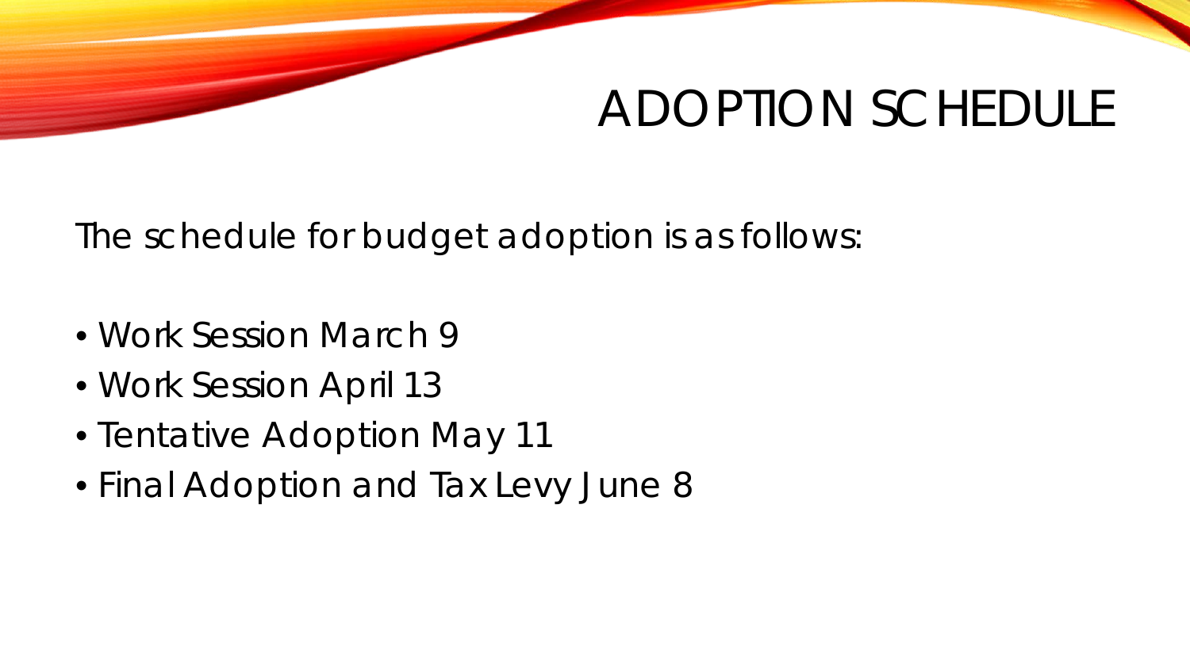# ADOPTION SCHEDULE

The schedule for budget adoption is as follows:

- Work Session March 9
- Work Session April 13
- Tentative Adoption May 11
- Final Adoption and Tax Levy June 8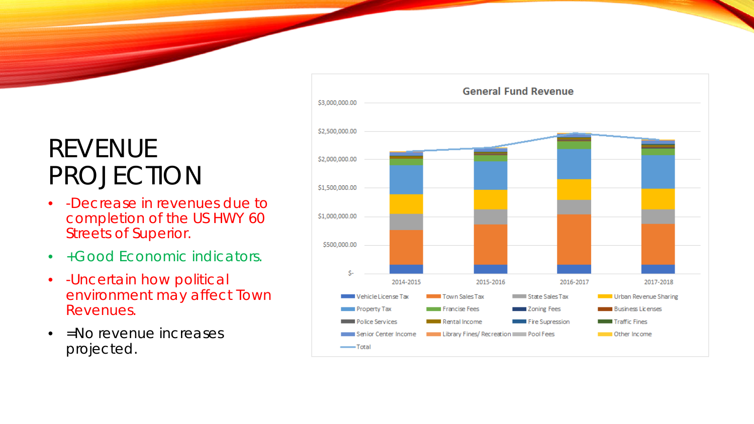# REVENUE PROJECTION

- -Decrease in revenues due to completion of the US HWY 60 Streets of Superior.
- +Good Economic indicators.
- -Uncertain how political environment may affect Town Revenues.
- =No revenue increases projected.

**General Fund Revenue**

$3,000,000.00
$2,500,000.00
$2,000,000.00
$1,500,000.00
$1,000,000.00
$500,000.00
$-

2014-2015 | 2015-2016 | 2016-2017 | 2017-2018

Vehicle License Tax, Town Sales Tax, State Sales Tax, Urban Revenue Sharing, Property Tax, Francise Fees, Zoning Fees, Business Licenses, Police Services, Rental Income, Fire Supression, Traffic Fines, Senior Center Income, Library Fines/ Recreation, Pool Fees, Other Income, Total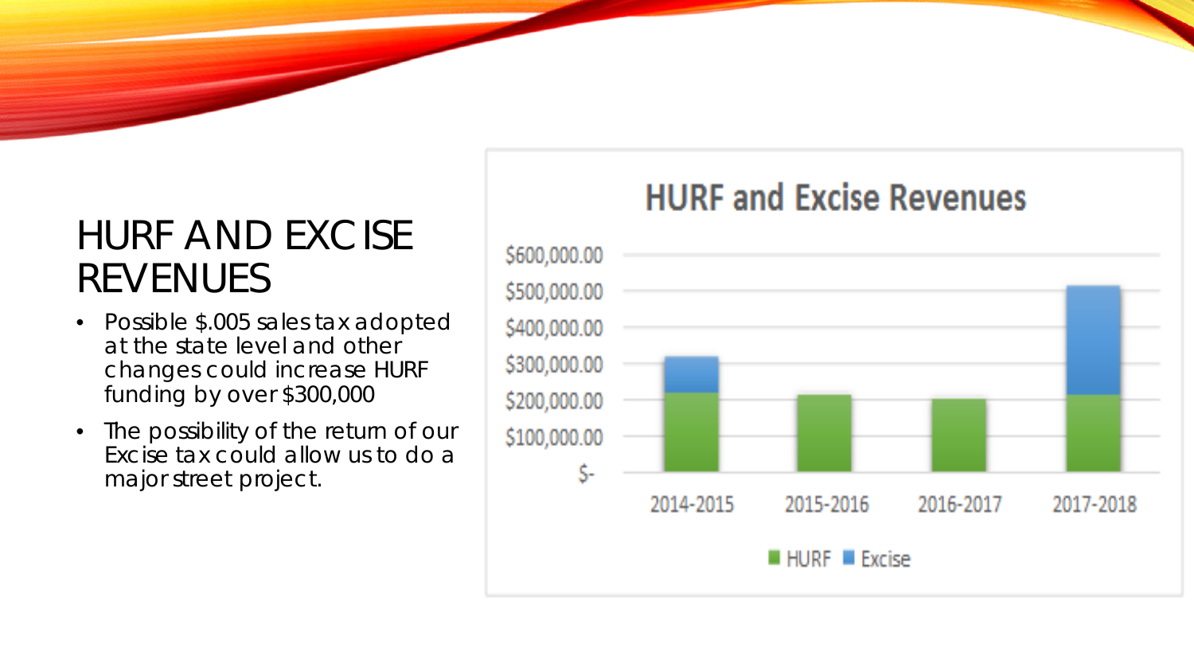# HURF AND EXCISE REVENUES

- Possible $.005 sales tax adopted at the state level and other changes could increase HURF funding by over $300,000
- The possibility of the return of our Excise tax could allow us to do a major street project.

**HURF and Excise Revenues**

$600,000.00
$500,000.00
$400,000.00
$300,000.00
$200,000.00
$100,000.00
$-

2014-2015 | 2015-2016 | 2016-2017 | 2017-2018

HURF | Excise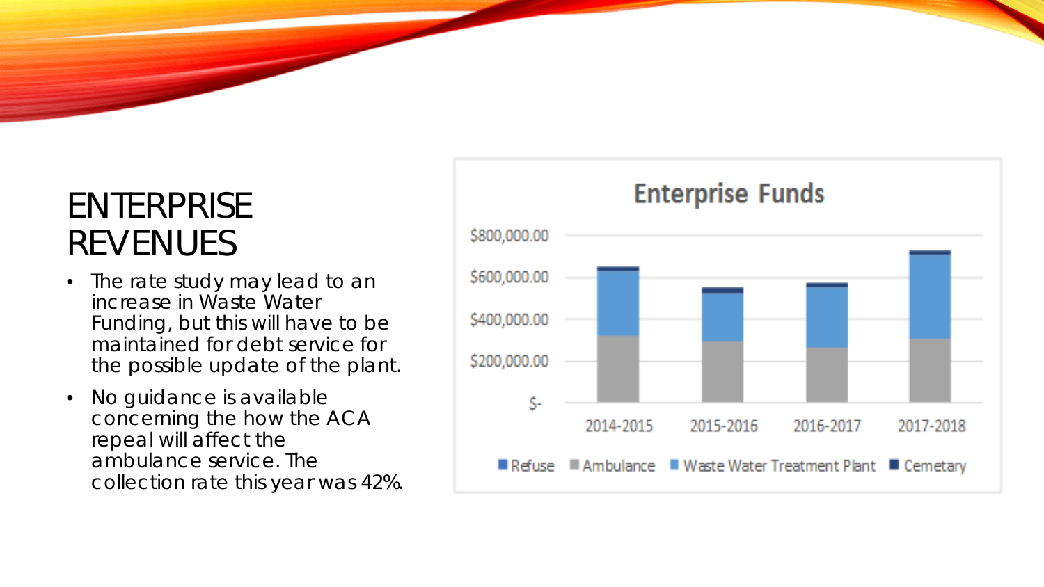# ENTERPRISE REVENUES

- The rate study may lead to an increase in Waste Water Funding, but this will have to be maintained for debt service for the possible update of the plant.
- No guidance is available concerning the how the ACA repeal will affect the ambulance service. The collection rate this year was 42%.

**Enterprise Funds**

$800,000.00
$600,000.00
$400,000.00
$200,000.00
$-

2014-2015 2015-2016 2016-2017 2017-2018

Refuse, Ambulance, Waste Water Treatment Plant, Cemetary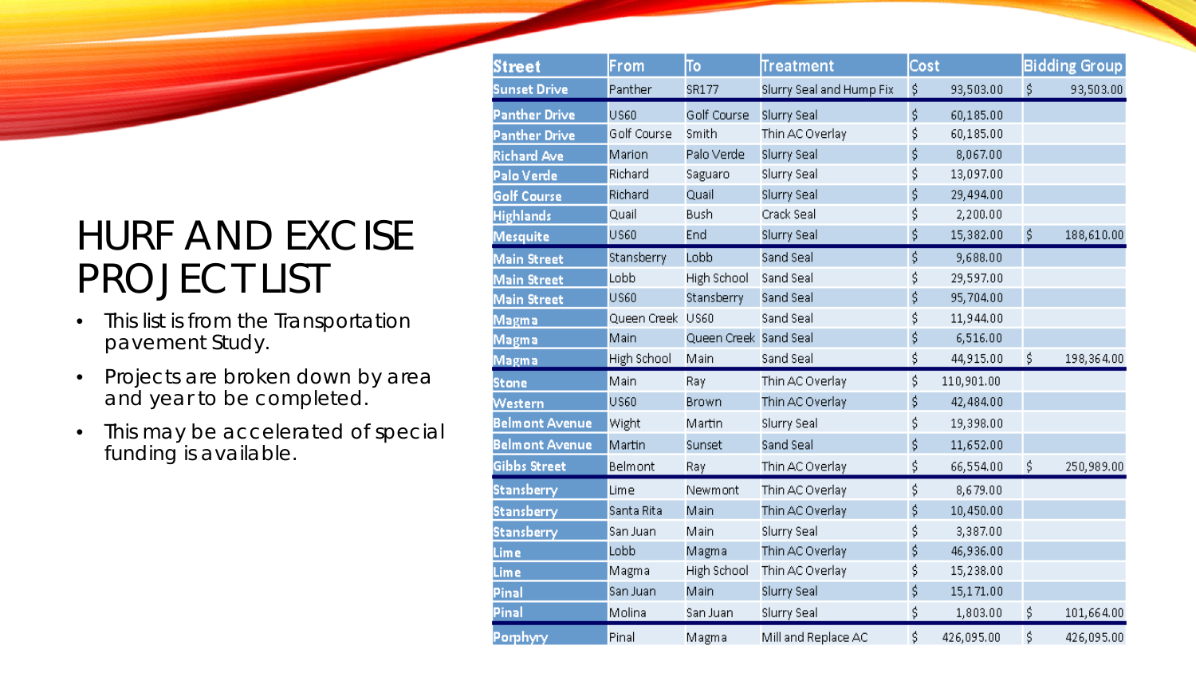# HURF AND EXCISE PROJECT LIST

- This list is from the Transportation pavement Study.
- Projects are broken down by area and year to be completed.
- This may be accelerated of special funding is available.

| Street | From | To | Treatment | Cost | Bidding Group |
|---|---|---|---|---|---|
| Sunset Drive | Panther | SR177 | Slurry Seal and Hump Fix | $ 93,503.00 | $ 93,503.00 |
| Panther Drive | US60 | Golf Course | Slurry Seal | $ 60,185.00 | |
| Panther Drive | Golf Course | Smith | Thin AC Overlay | $ 60,185.00 | |
| Richard Ave | Marion | Palo Verde | Slurry Seal | $ 8,067.00 | |
| Palo Verde | Richard | Saguaro | Slurry Seal | $ 13,097.00 | |
| Golf Course | Richard | Quail | Slurry Seal | $ 29,494.00 | |
| Highlands | Quail | Bush | Crack Seal | $ 2,200.00 | |
| Mesquite | US60 | End | Slurry Seal | $ 15,382.00 | $ 188,610.00 |
| Main Street | Stansberry | Lobb | Sand Seal | $ 9,688.00 | |
| Main Street | Lobb | High School | Sand Seal | $ 29,597.00 | |
| Main Street | US60 | Stansberry | Sand Seal | $ 95,704.00 | |
| Magma | Queen Creek | US60 | Sand Seal | $ 11,944.00 | |
| Magma | Main | Queen Creek | Sand Seal | $ 6,516.00 | |
| Magma | High School | Main | Sand Seal | $ 44,915.00 | $ 198,364.00 |
| Stone | Main | Ray | Thin AC Overlay | $ 110,901.00 | |
| Western | US60 | Brown | Thin AC Overlay | $ 42,484.00 | |
| Belmont Avenue | Wight | Martin | Slurry Seal | $ 19,398.00 | |
| Belmont Avenue | Martin | Sunset | Sand Seal | $ 11,652.00 | |
| Gibbs Street | Belmont | Ray | Thin AC Overlay | $ 66,554.00 | $ 250,989.00 |
| Stansberry | Lime | Newmont | Thin AC Overlay | $ 8,679.00 | |
| Stansberry | Santa Rita | Main | Thin AC Overlay | $ 10,450.00 | |
| Stansberry | San Juan | Main | Slurry Seal | $ 3,387.00 | |
| Lime | Lobb | Magma | Thin AC Overlay | $ 46,936.00 | |
| Lime | Magma | High School | Thin AC Overlay | $ 15,238.00 | |
| Pinal | San Juan | Main | Slurry Seal | $ 15,171.00 | |
| Pinal | Molina | San Juan | Slurry Seal | $ 1,803.00 | $ 101,664.00 |
| Porphyry | Pinal | Magma | Mill and Replace AC | $ 426,095.00 | $ 426,095.00 |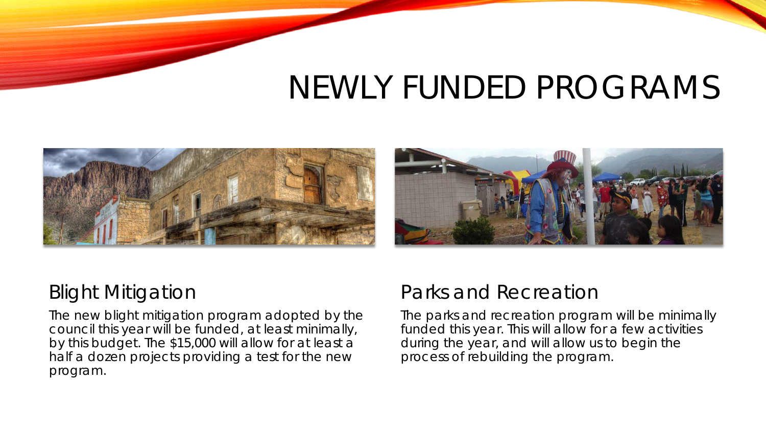# NEWLY FUNDED PROGRAMS

## Blight Mitigation

The new blight mitigation program adopted by the council this year will be funded, at least minimally, by this budget. The $15,000 will allow for at least a half a dozen projects providing a test for the new program.

## Parks and Recreation

The parks and recreation program will be minimally funded this year. This will allow for a few activities during the year, and will allow us to begin the process of rebuilding the program.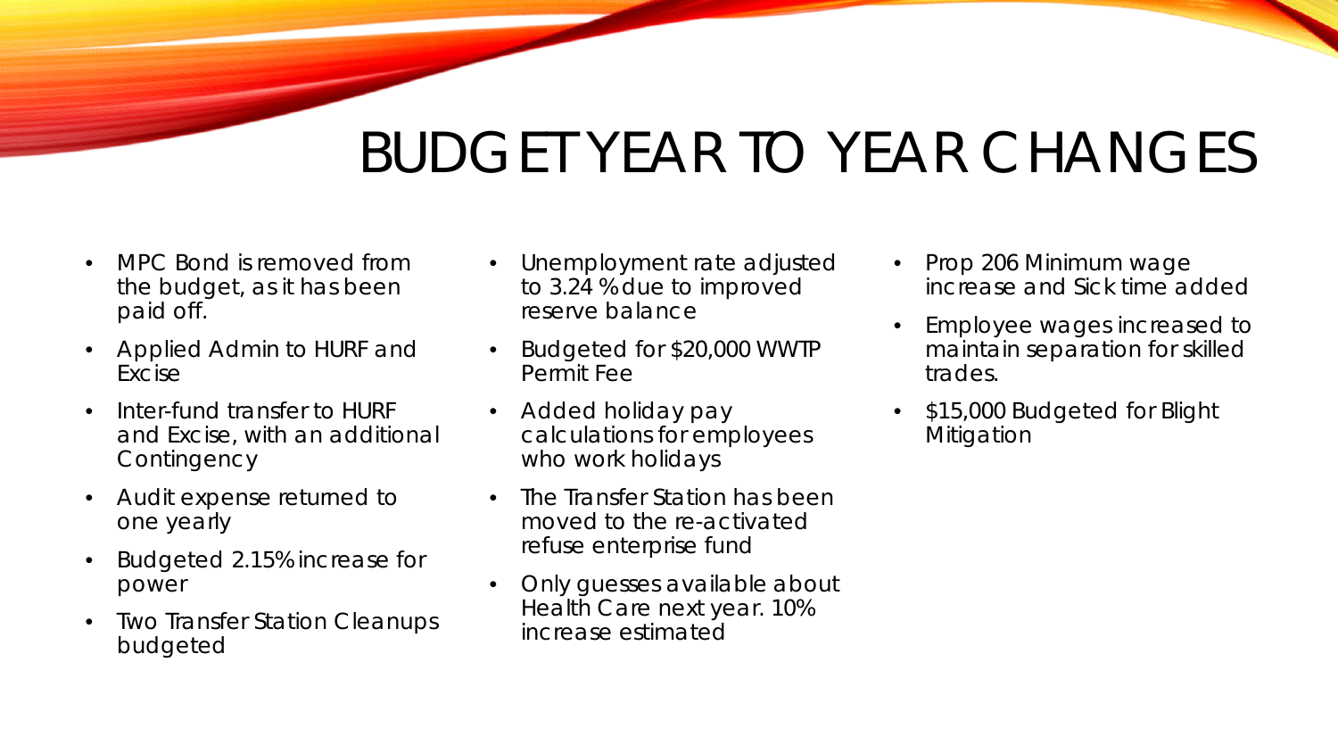# BUDGET YEAR TO YEAR CHANGES

- MPC Bond is removed from the budget, as it has been paid off.
- Applied Admin to HURF and Excise
- Inter-fund transfer to HURF and Excise, with an additional Contingency
- Audit expense returned to one yearly
- Budgeted 2.15% increase for power
- Two Transfer Station Cleanups budgeted
- Unemployment rate adjusted to 3.24 % due to improved reserve balance
- Budgeted for $20,000 WWTP Permit Fee
- Added holiday pay calculations for employees who work holidays
- The Transfer Station has been moved to the re-activated refuse enterprise fund
- Only guesses available about Health Care next year. 10% increase estimated
- Prop 206 Minimum wage increase and Sick time added
- Employee wages increased to maintain separation for skilled trades.
- $15,000 Budgeted for Blight Mitigation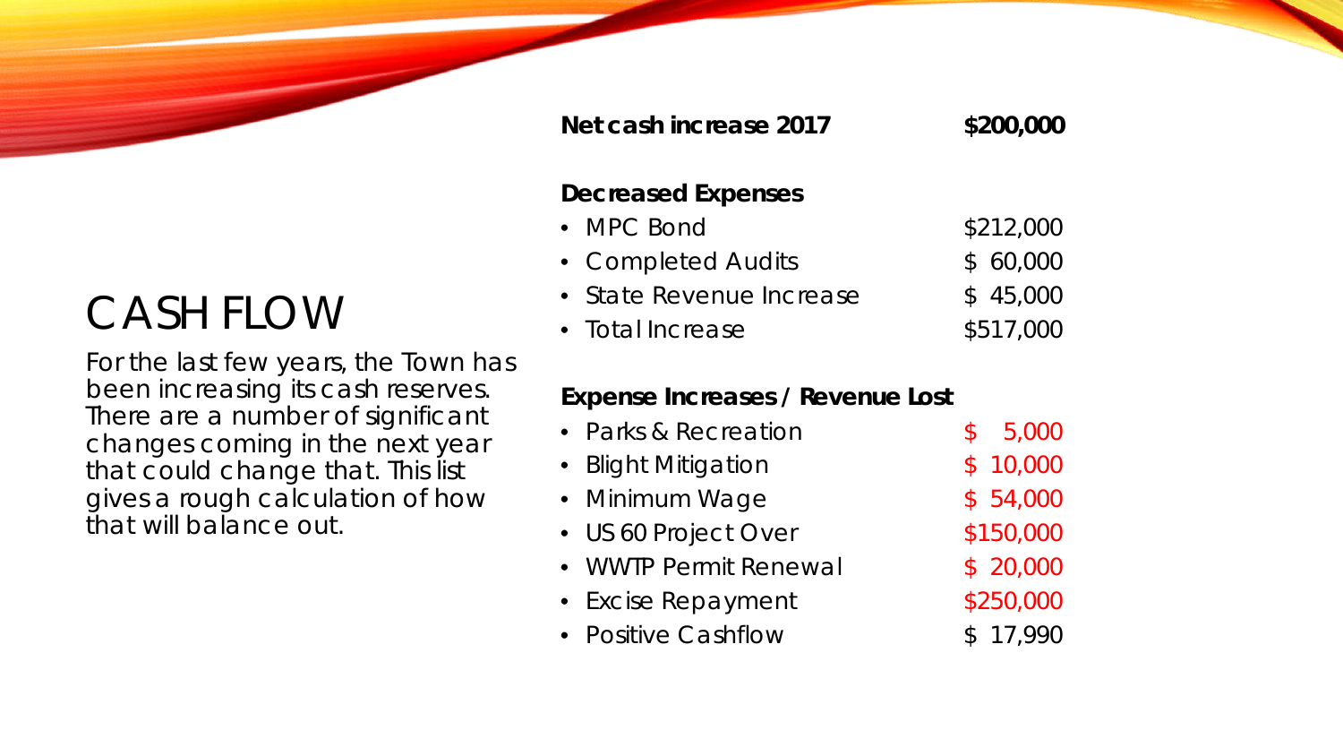# CASH FLOW

For the last few years, the Town has been increasing its cash reserves. There are a number of significant changes coming in the next year that could change that. This list gives a rough calculation of how that will balance out.

| **Net cash increase 2017** | **$200,000** |
|---|---|

**Decreased Expenses**

| | |
|---|---|
| • MPC Bond | $212,000 |
| • Completed Audits | $ 60,000 |
| • State Revenue Increase | $ 45,000 |
| • Total Increase | $517,000 |

**Expense Increases / Revenue Lost**

| | |
|---|---|
| • Parks & Recreation | $ 5,000 |
| • Blight Mitigation | $ 10,000 |
| • Minimum Wage | $ 54,000 |
| • US 60 Project Over | $150,000 |
| • WWTP Permit Renewal | $ 20,000 |
| • Excise Repayment | $250,000 |
| • Positive Cashflow | $ 17,990 |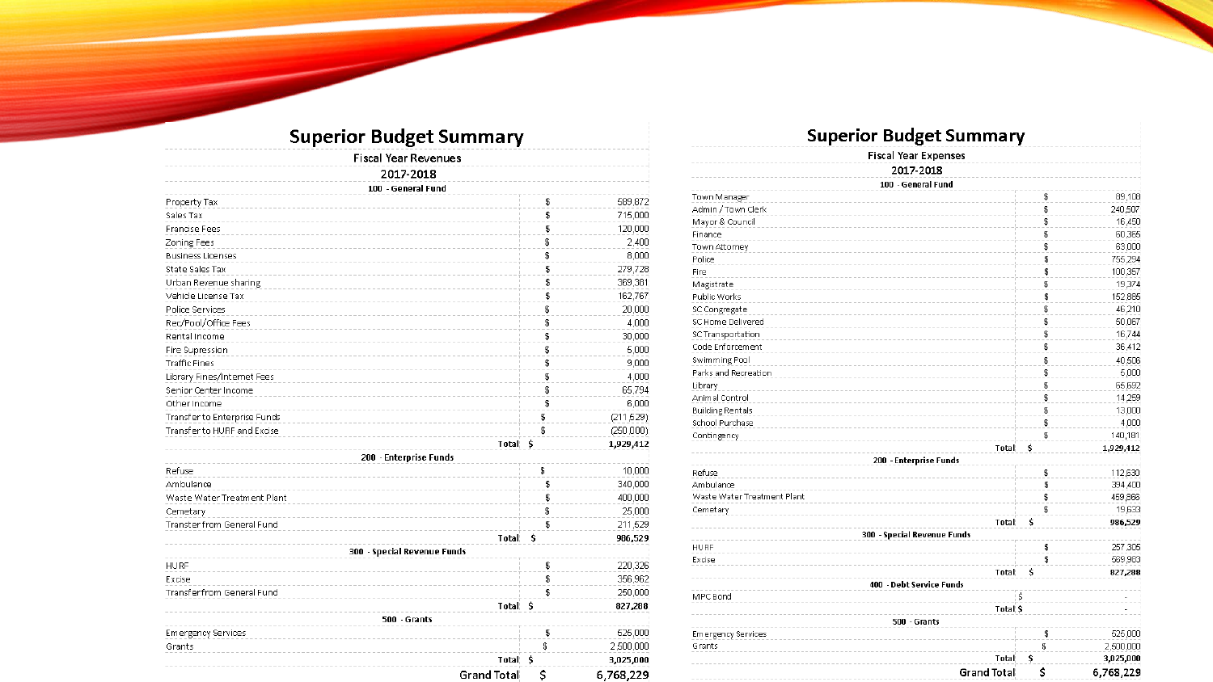## Superior Budget Summary

Fiscal Year Revenues

2017-2018

| 100 - General Fund | | |
|---|---|---|
| Property Tax | $ | 589,872 |
| Sales Tax | $ | 715,000 |
| Franchise Fees | $ | 120,000 |
| Zoning Fees | $ | 2,400 |
| Business Licenses | $ | 8,000 |
| State Sales Tax | $ | 279,728 |
| Urban Revenue sharing | $ | 369,381 |
| Vehicle License Tax | $ | 162,767 |
| Police Services | $ | 20,000 |
| Rec/Pool/Office Fees | $ | 4,000 |
| Rental Income | $ | 30,000 |
| Fire Supression | $ | 5,000 |
| Traffic Fines | $ | 9,000 |
| Library Fines/Internet Fees | $ | 4,000 |
| Senior Center Income | $ | 65,794 |
| Other Income | $ | 6,000 |
| Transfer to Enterprise Funds | $ | (211,529) |
| Transfer to HURF and Excise | $ | (250,000) |
| **Total** | **$** | **1,929,412** |
| **200 - Enterprise Funds** | | |
| Refuse | $ | 10,000 |
| Ambulance | $ | 340,000 |
| Waste Water Treatment Plant | $ | 400,000 |
| Cemetary | $ | 25,000 |
| Transfer from General Fund | $ | 211,529 |
| **Total** | **$** | **986,529** |
| **300 - Special Revenue Funds** | | |
| HURF | $ | 220,326 |
| Excise | $ | 356,962 |
| Transfer from General Fund | $ | 250,000 |
| **Total** | **$** | **827,288** |
| **500 - Grants** | | |
| Emergency Services | $ | 525,000 |
| Grants | $ | 2,500,000 |
| **Total** | **$** | **3,025,000** |
| **Grand Total** | **$** | **6,768,229** |

## Superior Budget Summary

Fiscal Year Expenses

2017-2018

| 100 - General Fund | | |
|---|---|---|
| Town Manager | $ | 89,108 |
| Admin / Town Clerk | $ | 240,507 |
| Mayor & Council | $ | 16,450 |
| Finance | $ | 60,365 |
| Town Attorney | $ | 63,000 |
| Police | $ | 755,294 |
| Fire | $ | 100,357 |
| Magistrate | $ | 19,374 |
| Public Works | $ | 152,885 |
| SC Congregate | $ | 46,210 |
| SC Home Delivered | $ | 50,067 |
| SC Transportation | $ | 16,744 |
| Code Enforcement | $ | 36,412 |
| Swimming Pool | $ | 40,506 |
| Parks and Recreation | $ | 5,000 |
| Library | $ | 65,692 |
| Animal Control | $ | 14,259 |
| Building Rentals | $ | 13,000 |
| School Purchase | $ | 4,000 |
| Contingency | $ | 140,181 |
| **Total** | **$** | **1,929,412** |
| **200 - Enterprise Funds** | | |
| Refuse | $ | 112,630 |
| Ambulance | $ | 394,400 |
| Waste Water Treatment Plant | $ | 459,866 |
| Cemetary | $ | 19,633 |
| **Total** | **$** | **986,529** |
| **300 - Special Revenue Funds** | | |
| HURF | $ | 257,305 |
| Excise | $ | 569,983 |
| **Total** | **$** | **827,288** |
| **400 - Debt Service Funds** | | |
| MPC Bond | $ | - |
| **Total** | **$** | - |
| **500 - Grants** | | |
| Emergency Services | $ | 525,000 |
| Grants | $ | 2,500,000 |
| **Total** | **$** | **3,025,000** |
| **Grand Total** | **$** | **6,768,229** |